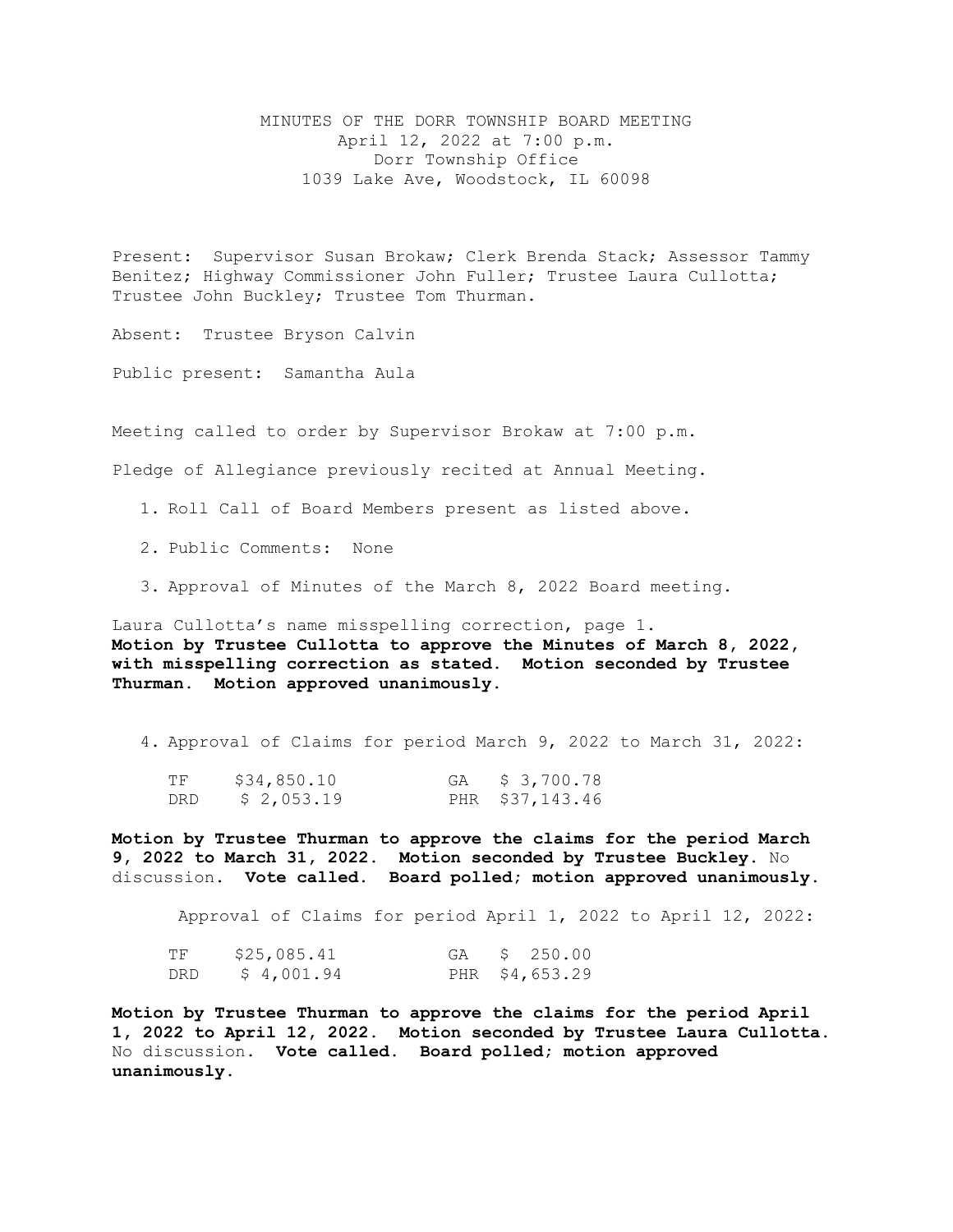# MINUTES OF THE DORR TOWNSHIP BOARD MEETING

April 12, 2022 at 7:00 p.m.
Dorr Township Office
1039 Lake Ave, Woodstock, IL 60098

Present: Supervisor Susan Brokaw; Clerk Brenda Stack; Assessor Tammy Benitez; Highway Commissioner John Fuller; Trustee Laura Cullotta; Trustee John Buckley; Trustee Tom Thurman.

Absent: Trustee Bryson Calvin

Public present: Samantha Aula

Meeting called to order by Supervisor Brokaw at 7:00 p.m.

Pledge of Allegiance previously recited at Annual Meeting.

1. Roll Call of Board Members present as listed above.
2. Public Comments: None
3. Approval of Minutes of the March 8, 2022 Board meeting.

Laura Cullotta's name misspelling correction, page 1.
**Motion by Trustee Cullotta to approve the Minutes of March 8, 2022, with misspelling correction as stated. Motion seconded by Trustee Thurman. Motion approved unanimously.**

4. Approval of Claims for period March 9, 2022 to March 31, 2022:

| | | | |
|---|---|---|---|
| TF | $34,850.10 | GA | $ 3,700.78 |
| DRD | $ 2,053.19 | PHR | $37,143.46 |

**Motion by Trustee Thurman to approve the claims for the period March 9, 2022 to March 31, 2022. Motion seconded by Trustee Buckley.** No discussion. **Vote called. Board polled; motion approved unanimously.**

Approval of Claims for period April 1, 2022 to April 12, 2022:

| | | | |
|---|---|---|---|
| TF | $25,085.41 | GA | $ 250.00 |
| DRD | $ 4,001.94 | PHR | $4,653.29 |

**Motion by Trustee Thurman to approve the claims for the period April 1, 2022 to April 12, 2022. Motion seconded by Trustee Laura Cullotta.** No discussion. **Vote called. Board polled; motion approved unanimously.**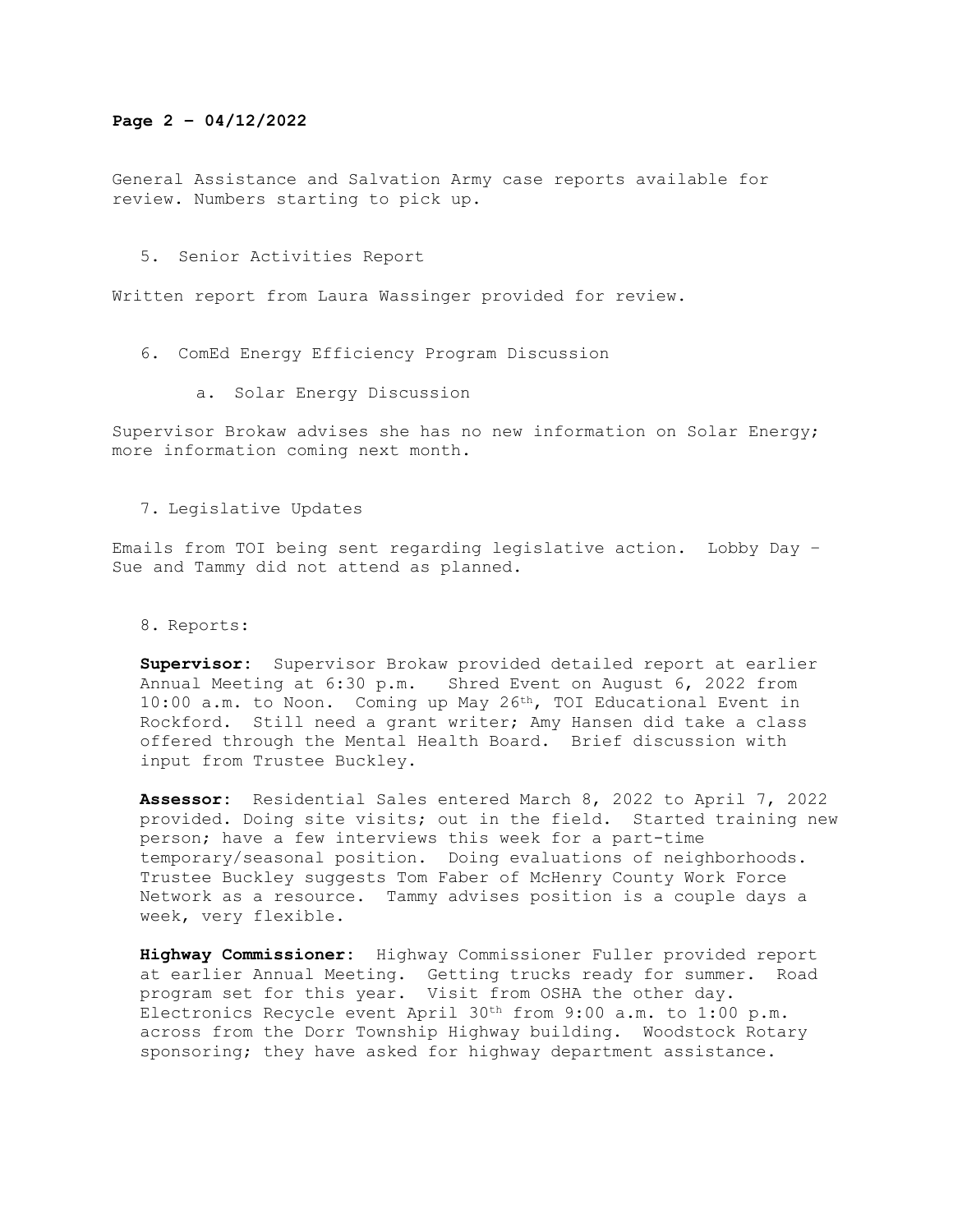General Assistance and Salvation Army case reports available for review. Numbers starting to pick up.

5. Senior Activities Report

Written report from Laura Wassinger provided for review.

6. ComEd Energy Efficiency Program Discussion

    a. Solar Energy Discussion

Supervisor Brokaw advises she has no new information on Solar Energy; more information coming next month.

7. Legislative Updates

Emails from TOI being sent regarding legislative action. Lobby Day – Sue and Tammy did not attend as planned.

8. Reports:

**Supervisor**: Supervisor Brokaw provided detailed report at earlier Annual Meeting at 6:30 p.m. Shred Event on August 6, 2022 from 10:00 a.m. to Noon. Coming up May 26th, TOI Educational Event in Rockford. Still need a grant writer; Amy Hansen did take a class offered through the Mental Health Board. Brief discussion with input from Trustee Buckley.

**Assessor**: Residential Sales entered March 8, 2022 to April 7, 2022 provided. Doing site visits; out in the field. Started training new person; have a few interviews this week for a part-time temporary/seasonal position. Doing evaluations of neighborhoods. Trustee Buckley suggests Tom Faber of McHenry County Work Force Network as a resource. Tammy advises position is a couple days a week, very flexible.

**Highway Commissioner**: Highway Commissioner Fuller provided report at earlier Annual Meeting. Getting trucks ready for summer. Road program set for this year. Visit from OSHA the other day. Electronics Recycle event April 30th from 9:00 a.m. to 1:00 p.m. across from the Dorr Township Highway building. Woodstock Rotary sponsoring; they have asked for highway department assistance.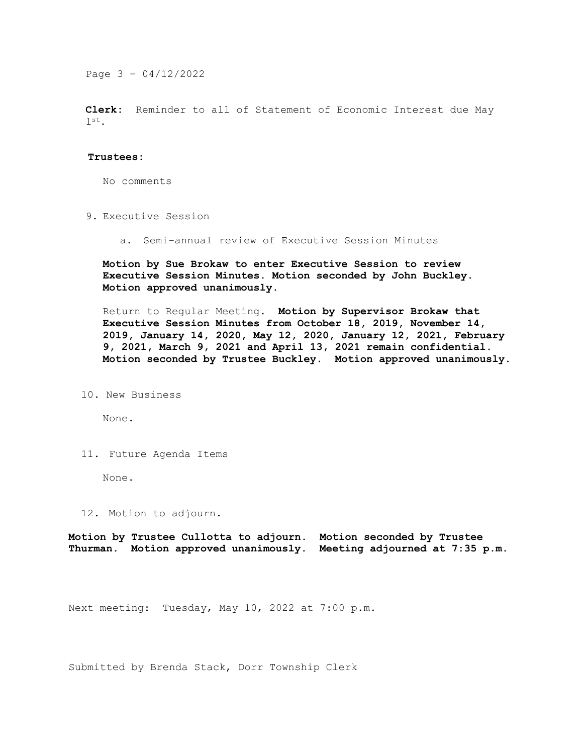**Clerk:** Reminder to all of Statement of Economic Interest due May 1st.

**Trustees:**

No comments

9. Executive Session

   a. Semi-annual review of Executive Session Minutes

   **Motion by Sue Brokaw to enter Executive Session to review Executive Session Minutes. Motion seconded by John Buckley. Motion approved unanimously.**

   Return to Regular Meeting. **Motion by Supervisor Brokaw that Executive Session Minutes from October 18, 2019, November 14, 2019, January 14, 2020, May 12, 2020, January 12, 2021, February 9, 2021, March 9, 2021 and April 13, 2021 remain confidential. Motion seconded by Trustee Buckley. Motion approved unanimously.**

10. New Business

    None.

11. Future Agenda Items

    None.

12. Motion to adjourn.

**Motion by Trustee Cullotta to adjourn. Motion seconded by Trustee Thurman. Motion approved unanimously. Meeting adjourned at 7:35 p.m.**

Next meeting: Tuesday, May 10, 2022 at 7:00 p.m.

Submitted by Brenda Stack, Dorr Township Clerk